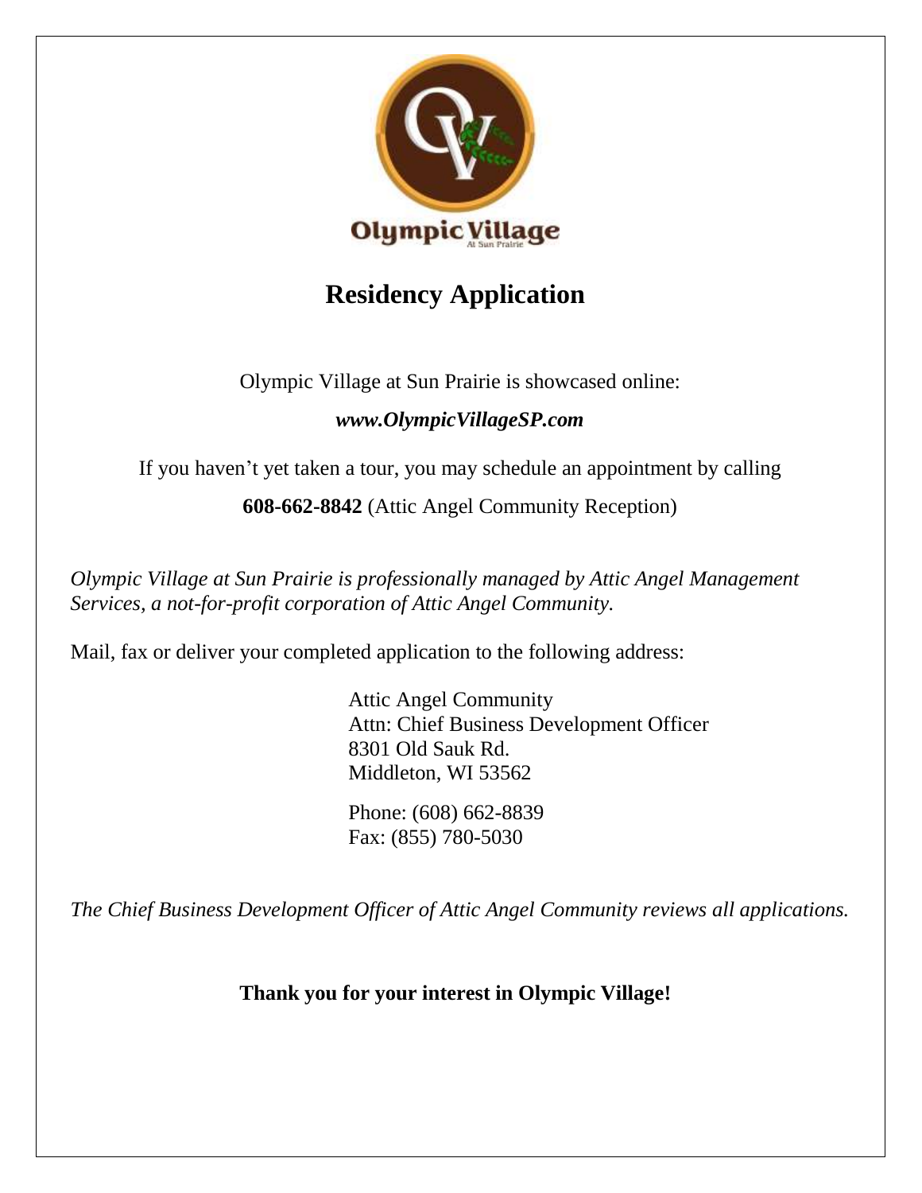# Residency Application

Olympic Village at Sun Prairie is showcased online:

***www.OlympicVillageSP.com***

If you haven't yet taken a tour, you may schedule an appointment by calling

**608-662-8842** (Attic Angel Community Reception)

*Olympic Village at Sun Prairie is professionally managed by Attic Angel Management Services, a not-for-profit corporation of Attic Angel Community.*

Mail, fax or deliver your completed application to the following address:

Attic Angel Community
Attn: Chief Business Development Officer
8301 Old Sauk Rd.
Middleton, WI 53562

Phone: (608) 662-8839
Fax: (855) 780-5030

*The Chief Business Development Officer of Attic Angel Community reviews all applications.*

**Thank you for your interest in Olympic Village!**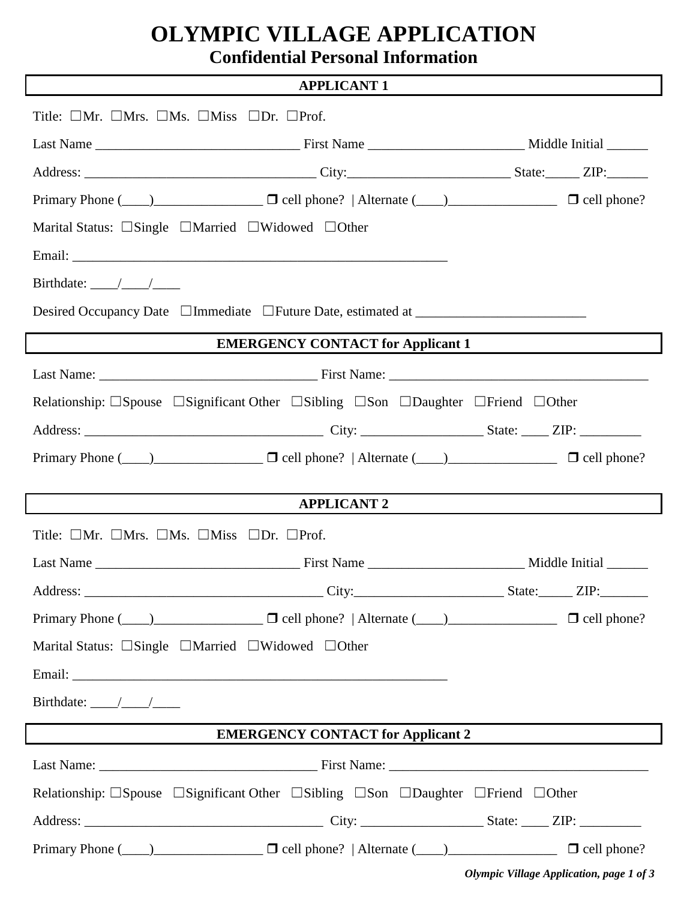# OLYMPIC VILLAGE APPLICATION

## Confidential Personal Information

### APPLICANT 1

Title: ☐Mr. ☐Mrs. ☐Ms. ☐Miss ☐Dr. ☐Prof.

Last Name ______________________________ First Name ______________________ Middle Initial ______

Address: __________________________________ City:_______________________ State:_____ ZIP:______

Primary Phone (____)________________ ❒ cell phone? | Alternate (____)________________ ❒ cell phone?

Marital Status: ☐Single ☐Married ☐Widowed ☐Other

Email: _______________________________________________________

Birthdate: ____/____/____

Desired Occupancy Date ☐Immediate ☐Future Date, estimated at _________________________

### EMERGENCY CONTACT for Applicant 1

Last Name: ________________________________ First Name: ______________________________________

Relationship: ☐Spouse ☐Significant Other ☐Sibling ☐Son ☐Daughter ☐Friend ☐Other

Address: ___________________________________ City: _________________ State: ____ ZIP: _________

Primary Phone (____)________________ ❒ cell phone? | Alternate (____)________________ ❒ cell phone?

### APPLICANT 2

Title: ☐Mr. ☐Mrs. ☐Ms. ☐Miss ☐Dr. ☐Prof.

Last Name ______________________________ First Name ______________________ Middle Initial ______

Address: ___________________________________ City:______________________ State:_____ ZIP:_______

Primary Phone (____)________________ ❒ cell phone? | Alternate (____)________________ ❒ cell phone?

Marital Status: ☐Single ☐Married ☐Widowed ☐Other

Email: _______________________________________________________

Birthdate: ____/____/____

### EMERGENCY CONTACT for Applicant 2

Last Name: ________________________________ First Name: ______________________________________

Relationship: ☐Spouse ☐Significant Other ☐Sibling ☐Son ☐Daughter ☐Friend ☐Other

Address: ___________________________________ City: _________________ State: ____ ZIP: _________

Primary Phone (____)________________ ❒ cell phone? | Alternate (____)________________ ❒ cell phone?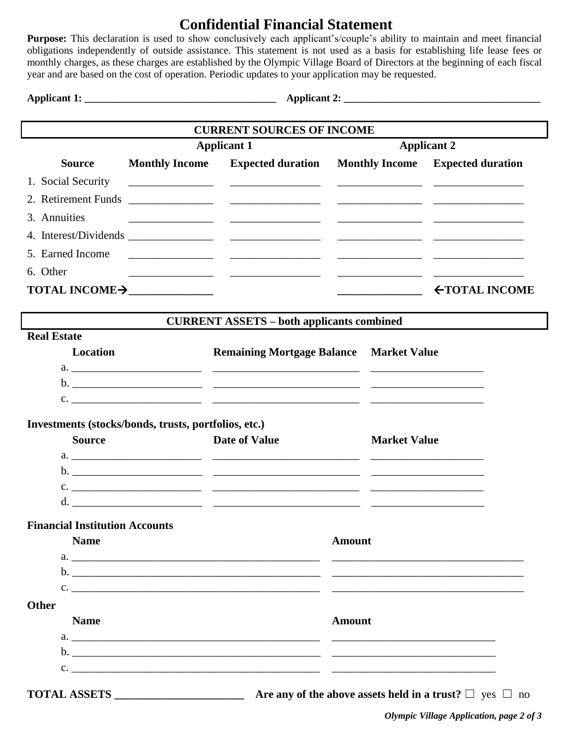# Confidential Financial Statement

**Purpose:** This declaration is used to show conclusively each applicant's/couple's ability to maintain and meet financial obligations independently of outside assistance. This statement is not used as a basis for establishing life lease fees or monthly charges, as these charges are established by the Olympic Village Board of Directors at the beginning of each fiscal year and are based on the cost of operation. Periodic updates to your application may be requested.

**Applicant 1:** ____________________________________ **Applicant 2:** ____________________________________

## CURRENT SOURCES OF INCOME

| | Applicant 1 | | Applicant 2 | |
|---|---|---|---|---|
| **Source** | **Monthly Income** | **Expected duration** | **Monthly Income** | **Expected duration** |
| 1. Social Security | _______________ | ________________ | _______________ | ________________ |
| 2. Retirement Funds | _______________ | ________________ | _______________ | ________________ |
| 3. Annuities | _______________ | ________________ | _______________ | ________________ |
| 4. Interest/Dividends | _______________ | ________________ | _______________ | ________________ |
| 5. Earned Income | _______________ | ________________ | _______________ | ________________ |
| 6. Other | _______________ | ________________ | _______________ | ________________ |
| **TOTAL INCOME→** | _______________ | | _______________ | **←TOTAL INCOME** |

## CURRENT ASSETS – both applicants combined

**Real Estate**

| **Location** | **Remaining Mortgage Balance** | **Market Value** |
|---|---|---|
| a. ________________________ | ___________________________ | ____________________ |
| b. ________________________ | ___________________________ | ____________________ |
| c. ________________________ | ___________________________ | ____________________ |

**Investments (stocks/bonds, trusts, portfolios, etc.)**

| **Source** | **Date of Value** | **Market Value** |
|---|---|---|
| a. ________________________ | ___________________________ | ____________________ |
| b. ________________________ | ___________________________ | ____________________ |
| c. ________________________ | ___________________________ | ____________________ |
| d. ________________________ | ___________________________ | ____________________ |

**Financial Institution Accounts**

| **Name** | **Amount** |
|---|---|
| a. ____________________________________________ | ___________________________________ |
| b. ____________________________________________ | ___________________________________ |
| c. ____________________________________________ | ___________________________________ |

**Other**

| **Name** | **Amount** |
|---|---|
| a. ____________________________________________ | ______________________________ |
| b. ____________________________________________ | ______________________________ |
| c. ____________________________________________ | ______________________________ |

**TOTAL ASSETS** _______________________ **Are any of the above assets held in a trust?** ☐ yes ☐ no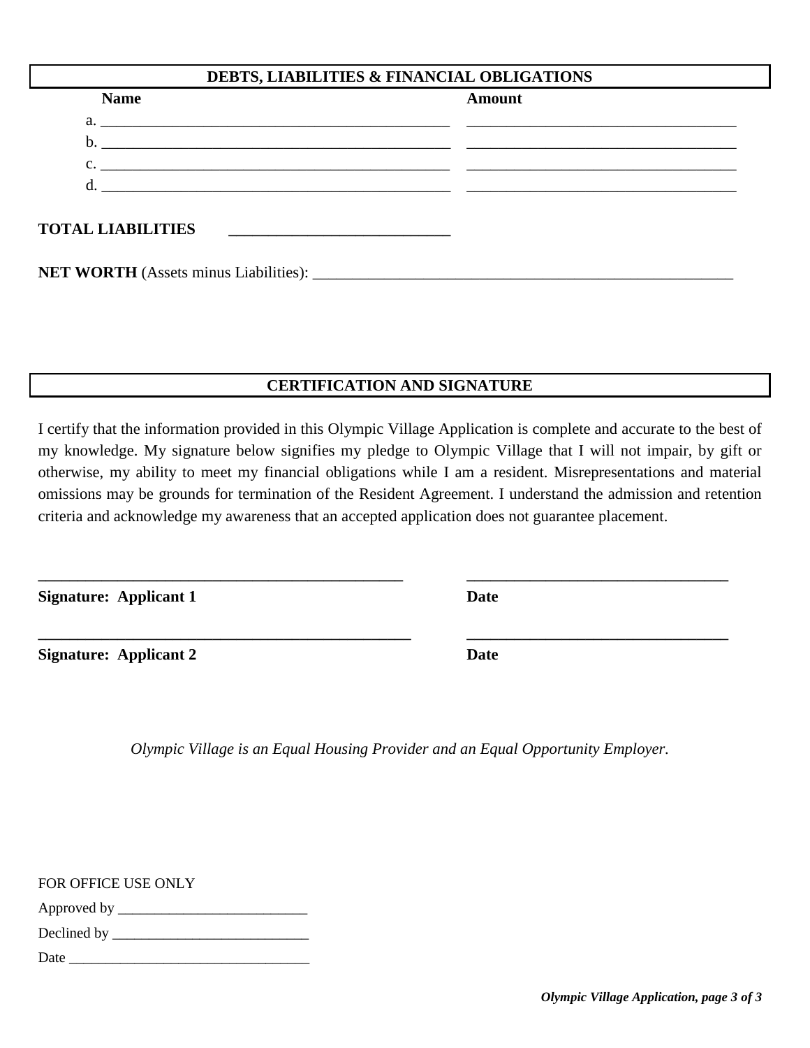## DEBTS, LIABILITIES & FINANCIAL OBLIGATIONS

| Name | Amount |
| --- | --- |
| a. ______________________________ | ______________________________ |
| b. ______________________________ | ______________________________ |
| c. ______________________________ | ______________________________ |
| d. ______________________________ | ______________________________ |

**TOTAL LIABILITIES** ____________________________

**NET WORTH** (Assets minus Liabilities): ______________________________________________________

## CERTIFICATION AND SIGNATURE

I certify that the information provided in this Olympic Village Application is complete and accurate to the best of my knowledge. My signature below signifies my pledge to Olympic Village that I will not impair, by gift or otherwise, my ability to meet my financial obligations while I am a resident. Misrepresentations and material omissions may be grounds for termination of the Resident Agreement. I understand the admission and retention criteria and acknowledge my awareness that an accepted application does not guarantee placement.

________________________________________________ ________________________________

**Signature: Applicant 1** **Date**

________________________________________________ ________________________________

**Signature: Applicant 2** **Date**

*Olympic Village is an Equal Housing Provider and an Equal Opportunity Employer.*

FOR OFFICE USE ONLY

Approved by __________________________

Declined by ___________________________

Date _________________________________